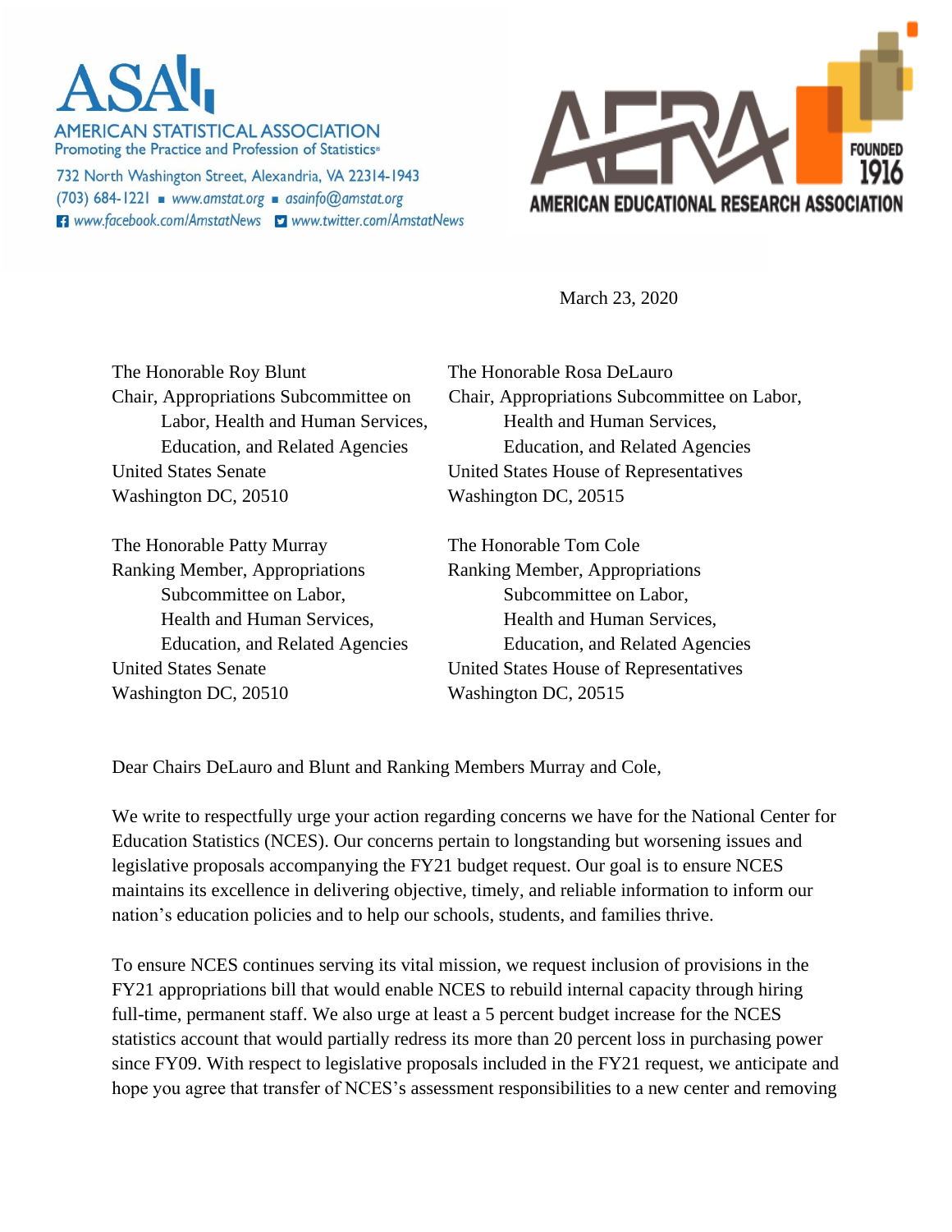ASA
AMERICAN STATISTICAL ASSOCIATION
Promoting the Practice and Profession of Statistics®
732 North Washington Street, Alexandria, VA 22314-1943
(703) 684-1221 ■ www.amstat.org ■ asainfo@amstat.org
www.facebook.com/AmstatNews www.twitter.com/AmstatNews

AERA
FOUNDED 1916
AMERICAN EDUCATIONAL RESEARCH ASSOCIATION

March 23, 2020

The Honorable Roy Blunt
Chair, Appropriations Subcommittee on Labor, Health and Human Services, Education, and Related Agencies
United States Senate
Washington DC, 20510

The Honorable Rosa DeLauro
Chair, Appropriations Subcommittee on Labor, Health and Human Services, Education, and Related Agencies
United States House of Representatives
Washington DC, 20515

The Honorable Patty Murray
Ranking Member, Appropriations Subcommittee on Labor, Health and Human Services, Education, and Related Agencies
United States Senate
Washington DC, 20510

The Honorable Tom Cole
Ranking Member, Appropriations Subcommittee on Labor, Health and Human Services, Education, and Related Agencies
United States House of Representatives
Washington DC, 20515

Dear Chairs DeLauro and Blunt and Ranking Members Murray and Cole,

We write to respectfully urge your action regarding concerns we have for the National Center for Education Statistics (NCES). Our concerns pertain to longstanding but worsening issues and legislative proposals accompanying the FY21 budget request. Our goal is to ensure NCES maintains its excellence in delivering objective, timely, and reliable information to inform our nation's education policies and to help our schools, students, and families thrive.

To ensure NCES continues serving its vital mission, we request inclusion of provisions in the FY21 appropriations bill that would enable NCES to rebuild internal capacity through hiring full-time, permanent staff. We also urge at least a 5 percent budget increase for the NCES statistics account that would partially redress its more than 20 percent loss in purchasing power since FY09. With respect to legislative proposals included in the FY21 request, we anticipate and hope you agree that transfer of NCES's assessment responsibilities to a new center and removing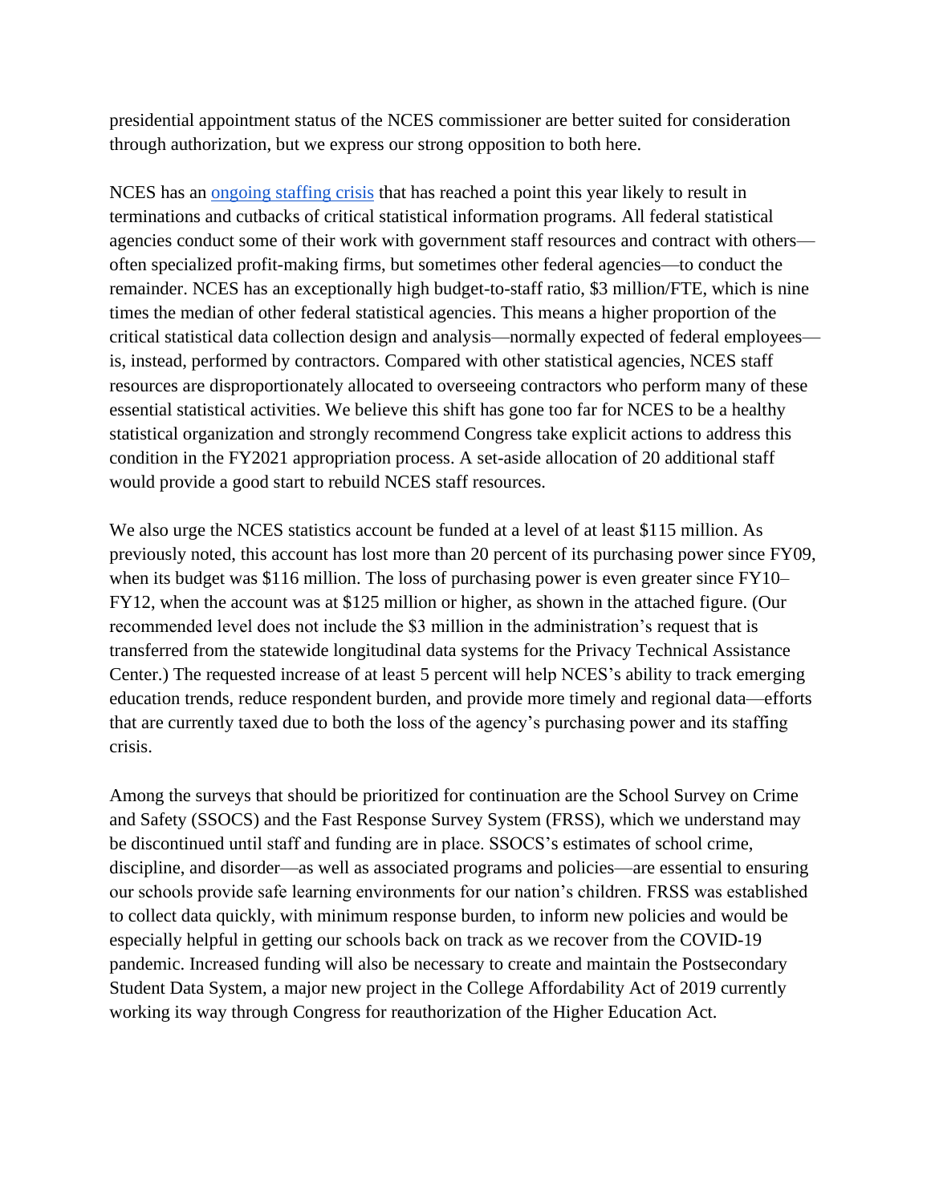presidential appointment status of the NCES commissioner are better suited for consideration through authorization, but we express our strong opposition to both here.

NCES has an ongoing staffing crisis that has reached a point this year likely to result in terminations and cutbacks of critical statistical information programs. All federal statistical agencies conduct some of their work with government staff resources and contract with others—often specialized profit-making firms, but sometimes other federal agencies—to conduct the remainder. NCES has an exceptionally high budget-to-staff ratio, $3 million/FTE, which is nine times the median of other federal statistical agencies. This means a higher proportion of the critical statistical data collection design and analysis—normally expected of federal employees—is, instead, performed by contractors. Compared with other statistical agencies, NCES staff resources are disproportionately allocated to overseeing contractors who perform many of these essential statistical activities. We believe this shift has gone too far for NCES to be a healthy statistical organization and strongly recommend Congress take explicit actions to address this condition in the FY2021 appropriation process. A set-aside allocation of 20 additional staff would provide a good start to rebuild NCES staff resources.

We also urge the NCES statistics account be funded at a level of at least $115 million. As previously noted, this account has lost more than 20 percent of its purchasing power since FY09, when its budget was $116 million. The loss of purchasing power is even greater since FY10–FY12, when the account was at $125 million or higher, as shown in the attached figure. (Our recommended level does not include the $3 million in the administration's request that is transferred from the statewide longitudinal data systems for the Privacy Technical Assistance Center.) The requested increase of at least 5 percent will help NCES's ability to track emerging education trends, reduce respondent burden, and provide more timely and regional data—efforts that are currently taxed due to both the loss of the agency's purchasing power and its staffing crisis.

Among the surveys that should be prioritized for continuation are the School Survey on Crime and Safety (SSOCS) and the Fast Response Survey System (FRSS), which we understand may be discontinued until staff and funding are in place. SSOCS's estimates of school crime, discipline, and disorder—as well as associated programs and policies—are essential to ensuring our schools provide safe learning environments for our nation's children. FRSS was established to collect data quickly, with minimum response burden, to inform new policies and would be especially helpful in getting our schools back on track as we recover from the COVID-19 pandemic. Increased funding will also be necessary to create and maintain the Postsecondary Student Data System, a major new project in the College Affordability Act of 2019 currently working its way through Congress for reauthorization of the Higher Education Act.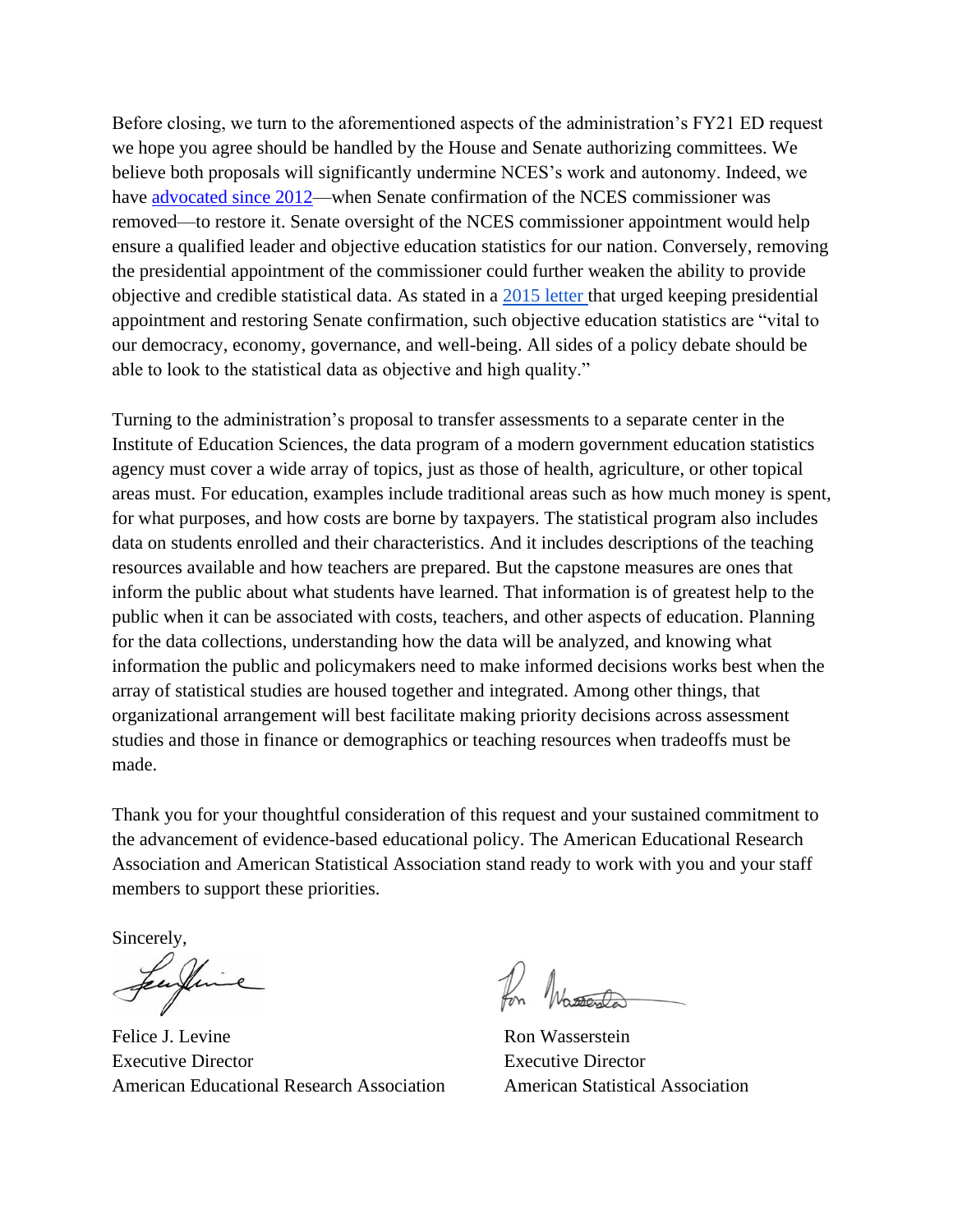Before closing, we turn to the aforementioned aspects of the administration's FY21 ED request we hope you agree should be handled by the House and Senate authorizing committees. We believe both proposals will significantly undermine NCES's work and autonomy. Indeed, we have advocated since 2012—when Senate confirmation of the NCES commissioner was removed—to restore it. Senate oversight of the NCES commissioner appointment would help ensure a qualified leader and objective education statistics for our nation. Conversely, removing the presidential appointment of the commissioner could further weaken the ability to provide objective and credible statistical data. As stated in a 2015 letter that urged keeping presidential appointment and restoring Senate confirmation, such objective education statistics are "vital to our democracy, economy, governance, and well-being. All sides of a policy debate should be able to look to the statistical data as objective and high quality."

Turning to the administration's proposal to transfer assessments to a separate center in the Institute of Education Sciences, the data program of a modern government education statistics agency must cover a wide array of topics, just as those of health, agriculture, or other topical areas must. For education, examples include traditional areas such as how much money is spent, for what purposes, and how costs are borne by taxpayers. The statistical program also includes data on students enrolled and their characteristics. And it includes descriptions of the teaching resources available and how teachers are prepared. But the capstone measures are ones that inform the public about what students have learned. That information is of greatest help to the public when it can be associated with costs, teachers, and other aspects of education. Planning for the data collections, understanding how the data will be analyzed, and knowing what information the public and policymakers need to make informed decisions works best when the array of statistical studies are housed together and integrated. Among other things, that organizational arrangement will best facilitate making priority decisions across assessment studies and those in finance or demographics or teaching resources when tradeoffs must be made.

Thank you for your thoughtful consideration of this request and your sustained commitment to the advancement of evidence-based educational policy. The American Educational Research Association and American Statistical Association stand ready to work with you and your staff members to support these priorities.

Sincerely,

Felice J. Levine
Executive Director
American Educational Research Association

Ron Wasserstein
Executive Director
American Statistical Association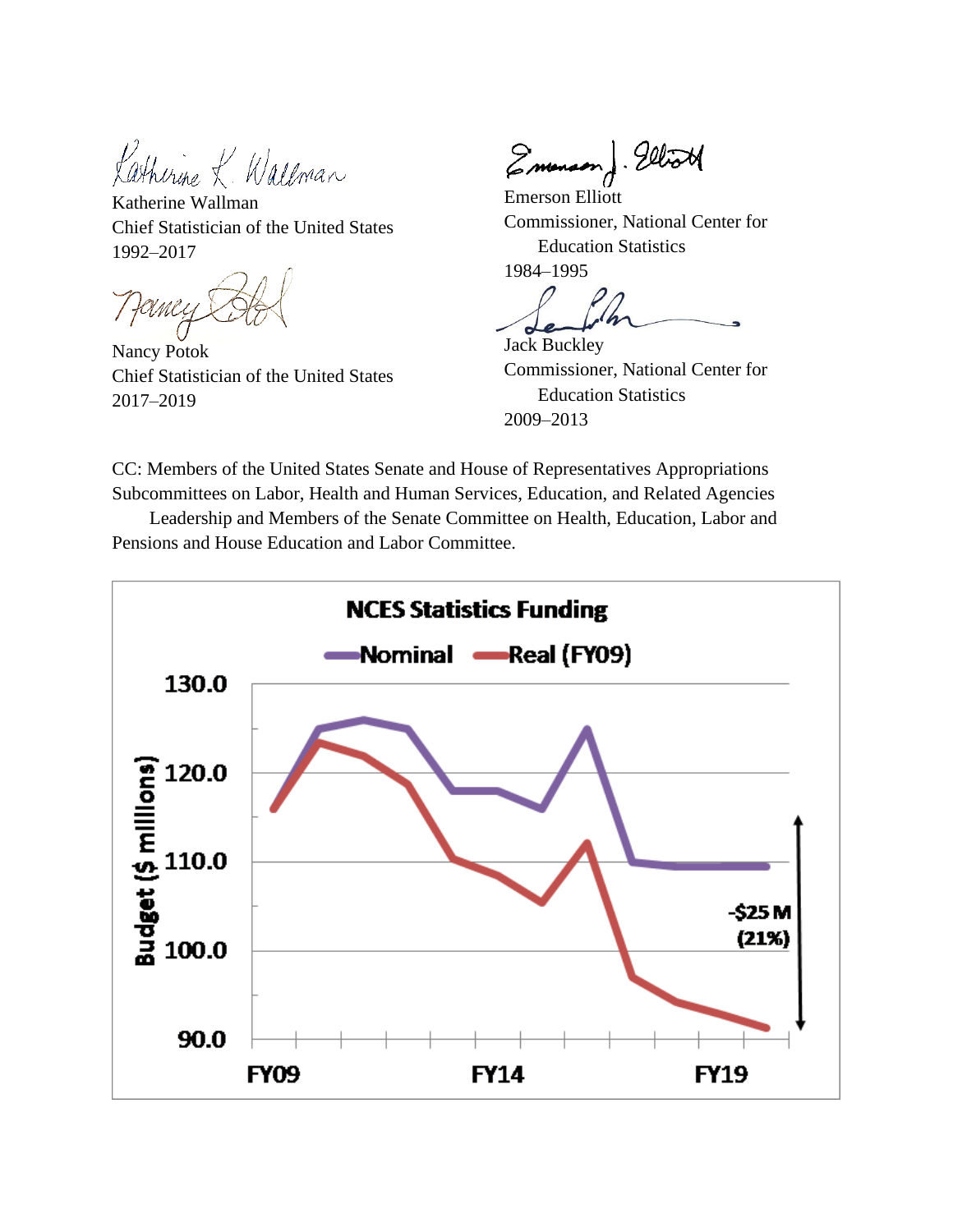Katherine Wallman
Chief Statistician of the United States
1992–2017

Nancy Potok
Chief Statistician of the United States
2017–2019

Emerson Elliott
Commissioner, National Center for Education Statistics
1984–1995

Jack Buckley
Commissioner, National Center for Education Statistics
2009–2013

CC: Members of the United States Senate and House of Representatives Appropriations Subcommittees on Labor, Health and Human Services, Education, and Related Agencies

Leadership and Members of the Senate Committee on Health, Education, Labor and Pensions and House Education and Labor Committee.

NCES Statistics Funding

Nominal
Real (FY09)

Budget ($ millions)

130.0
120.0
110.0
100.0
90.0

FY09
FY14
FY19

-$25 M
(21%)